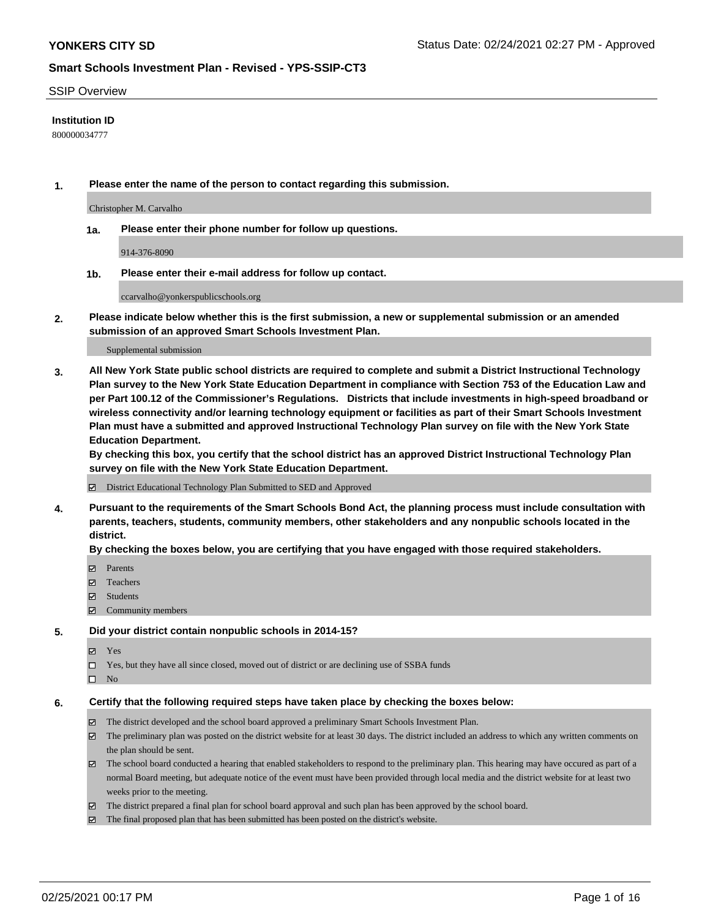**YONKERS CITY SD**

Status Date: 02/24/2021 02:27 PM - Approved

## Smart Schools Investment Plan - Revised - YPS-SSIP-CT3

SSIP Overview

**Institution ID**

800000034777

**1. Please enter the name of the person to contact regarding this submission.**

Christopher M. Carvalho

**1a. Please enter their phone number for follow up questions.**

914-376-8090

**1b. Please enter their e-mail address for follow up contact.**

ccarvalho@yonkerspublicschools.org

**2. Please indicate below whether this is the first submission, a new or supplemental submission or an amended submission of an approved Smart Schools Investment Plan.**

Supplemental submission

**3. All New York State public school districts are required to complete and submit a District Instructional Technology Plan survey to the New York State Education Department in compliance with Section 753 of the Education Law and per Part 100.12 of the Commissioner's Regulations. Districts that include investments in high-speed broadband or wireless connectivity and/or learning technology equipment or facilities as part of their Smart Schools Investment Plan must have a submitted and approved Instructional Technology Plan survey on file with the New York State Education Department.**
**By checking this box, you certify that the school district has an approved District Instructional Technology Plan survey on file with the New York State Education Department.**

☑ District Educational Technology Plan Submitted to SED and Approved

**4. Pursuant to the requirements of the Smart Schools Bond Act, the planning process must include consultation with parents, teachers, students, community members, other stakeholders and any nonpublic schools located in the district.**
**By checking the boxes below, you are certifying that you have engaged with those required stakeholders.**

☑ Parents
☑ Teachers
☑ Students
☑ Community members

**5. Did your district contain nonpublic schools in 2014-15?**

☑ Yes
☐ Yes, but they have all since closed, moved out of district or are declining use of SSBA funds
☐ No

**6. Certify that the following required steps have taken place by checking the boxes below:**

☑ The district developed and the school board approved a preliminary Smart Schools Investment Plan.
☑ The preliminary plan was posted on the district website for at least 30 days. The district included an address to which any written comments on the plan should be sent.
☑ The school board conducted a hearing that enabled stakeholders to respond to the preliminary plan. This hearing may have occured as part of a normal Board meeting, but adequate notice of the event must have been provided through local media and the district website for at least two weeks prior to the meeting.
☑ The district prepared a final plan for school board approval and such plan has been approved by the school board.
☑ The final proposed plan that has been submitted has been posted on the district's website.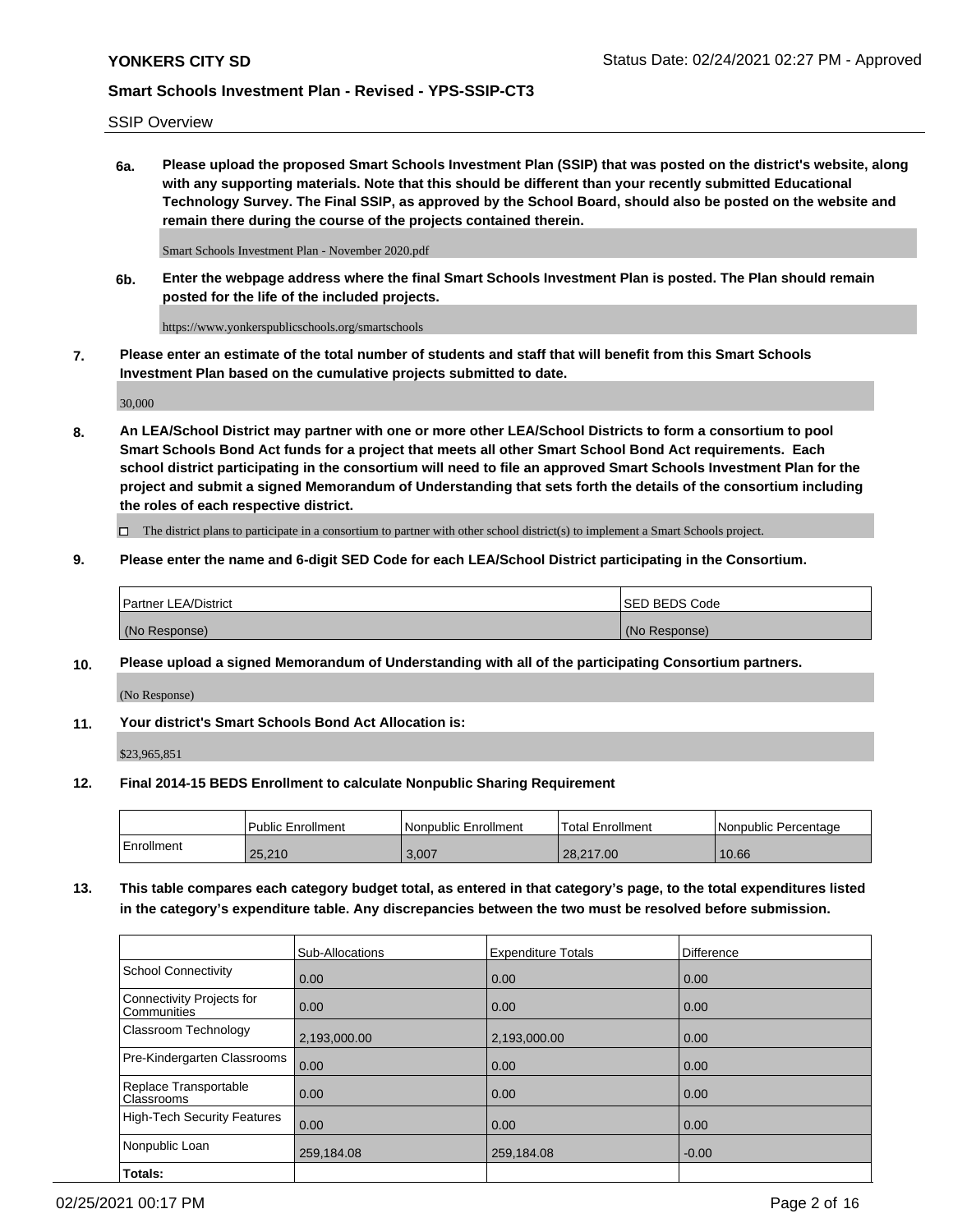SSIP Overview

**6a. Please upload the proposed Smart Schools Investment Plan (SSIP) that was posted on the district's website, along with any supporting materials. Note that this should be different than your recently submitted Educational Technology Survey. The Final SSIP, as approved by the School Board, should also be posted on the website and remain there during the course of the projects contained therein.**

Smart Schools Investment Plan - November 2020.pdf

**6b. Enter the webpage address where the final Smart Schools Investment Plan is posted. The Plan should remain posted for the life of the included projects.**

https://www.yonkerspublicschools.org/smartschools

**7. Please enter an estimate of the total number of students and staff that will benefit from this Smart Schools Investment Plan based on the cumulative projects submitted to date.**

30,000

**8. An LEA/School District may partner with one or more other LEA/School Districts to form a consortium to pool Smart Schools Bond Act funds for a project that meets all other Smart School Bond Act requirements. Each school district participating in the consortium will need to file an approved Smart Schools Investment Plan for the project and submit a signed Memorandum of Understanding that sets forth the details of the consortium including the roles of each respective district.**

☐ The district plans to participate in a consortium to partner with other school district(s) to implement a Smart Schools project.

**9. Please enter the name and 6-digit SED Code for each LEA/School District participating in the Consortium.**

| Partner LEA/District | SED BEDS Code |
|---|---|
| (No Response) | (No Response) |

**10. Please upload a signed Memorandum of Understanding with all of the participating Consortium partners.**

(No Response)

**11. Your district's Smart Schools Bond Act Allocation is:**

$23,965,851

**12. Final 2014-15 BEDS Enrollment to calculate Nonpublic Sharing Requirement**

| | Public Enrollment | Nonpublic Enrollment | Total Enrollment | Nonpublic Percentage |
|---|---|---|---|---|
| Enrollment | 25,210 | 3,007 | 28,217.00 | 10.66 |

**13. This table compares each category budget total, as entered in that category's page, to the total expenditures listed in the category's expenditure table. Any discrepancies between the two must be resolved before submission.**

| | Sub-Allocations | Expenditure Totals | Difference |
|---|---|---|---|
| School Connectivity | 0.00 | 0.00 | 0.00 |
| Connectivity Projects for Communities | 0.00 | 0.00 | 0.00 |
| Classroom Technology | 2,193,000.00 | 2,193,000.00 | 0.00 |
| Pre-Kindergarten Classrooms | 0.00 | 0.00 | 0.00 |
| Replace Transportable Classrooms | 0.00 | 0.00 | 0.00 |
| High-Tech Security Features | 0.00 | 0.00 | 0.00 |
| Nonpublic Loan | 259,184.08 | 259,184.08 | -0.00 |
| **Totals:** | | | |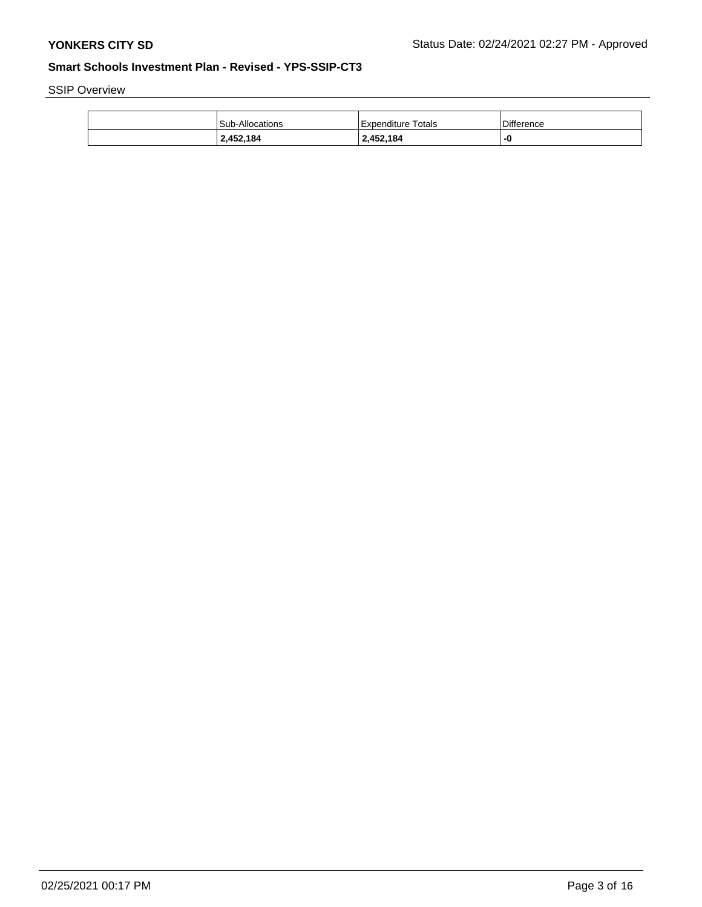SSIP Overview

|  | Sub-Allocations | Expenditure Totals | Difference |
|---|---|---|---|
|  | **2,452,184** | **2,452,184** | **-0** |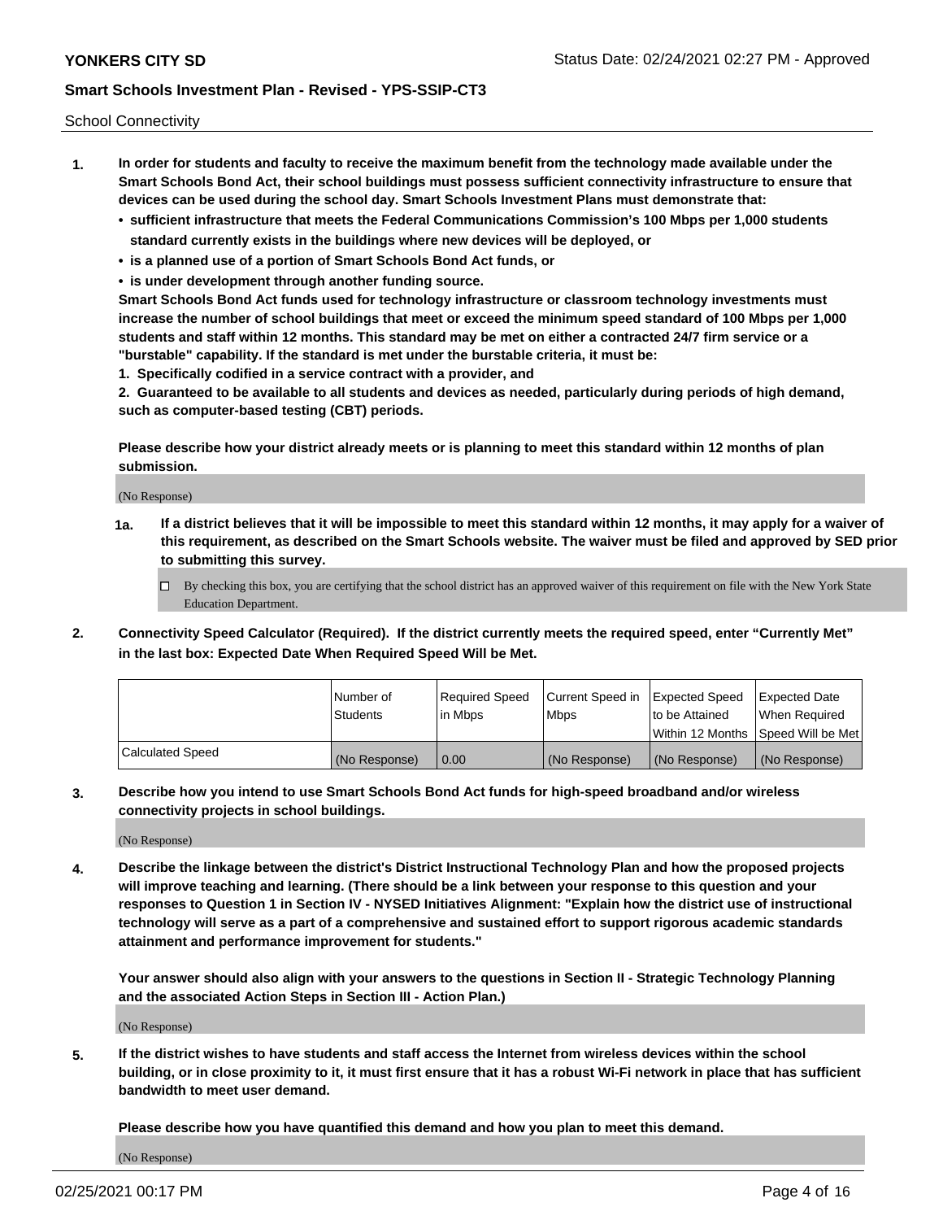School Connectivity

1. **In order for students and faculty to receive the maximum benefit from the technology made available under the Smart Schools Bond Act, their school buildings must possess sufficient connectivity infrastructure to ensure that devices can be used during the school day. Smart Schools Investment Plans must demonstrate that:**
   - **sufficient infrastructure that meets the Federal Communications Commission's 100 Mbps per 1,000 students standard currently exists in the buildings where new devices will be deployed, or**
   - **is a planned use of a portion of Smart Schools Bond Act funds, or**
   - **is under development through another funding source.**

   **Smart Schools Bond Act funds used for technology infrastructure or classroom technology investments must increase the number of school buildings that meet or exceed the minimum speed standard of 100 Mbps per 1,000 students and staff within 12 months. This standard may be met on either a contracted 24/7 firm service or a "burstable" capability. If the standard is met under the burstable criteria, it must be:**

   **1. Specifically codified in a service contract with a provider, and**

   **2. Guaranteed to be available to all students and devices as needed, particularly during periods of high demand, such as computer-based testing (CBT) periods.**

   **Please describe how your district already meets or is planning to meet this standard within 12 months of plan submission.**

   (No Response)

   **1a. If a district believes that it will be impossible to meet this standard within 12 months, it may apply for a waiver of this requirement, as described on the Smart Schools website. The waiver must be filed and approved by SED prior to submitting this survey.**

   ☐ By checking this box, you are certifying that the school district has an approved waiver of this requirement on file with the New York State Education Department.

2. **Connectivity Speed Calculator (Required). If the district currently meets the required speed, enter "Currently Met" in the last box: Expected Date When Required Speed Will be Met.**

| | Number of Students | Required Speed in Mbps | Current Speed in Mbps | Expected Speed to be Attained Within 12 Months | Expected Date When Required Speed Will be Met |
|---|---|---|---|---|---|
| Calculated Speed | (No Response) | 0.00 | (No Response) | (No Response) | (No Response) |

3. **Describe how you intend to use Smart Schools Bond Act funds for high-speed broadband and/or wireless connectivity projects in school buildings.**

   (No Response)

4. **Describe the linkage between the district's District Instructional Technology Plan and how the proposed projects will improve teaching and learning. (There should be a link between your response to this question and your responses to Question 1 in Section IV - NYSED Initiatives Alignment: "Explain how the district use of instructional technology will serve as a part of a comprehensive and sustained effort to support rigorous academic standards attainment and performance improvement for students."**

   **Your answer should also align with your answers to the questions in Section II - Strategic Technology Planning and the associated Action Steps in Section III - Action Plan.)**

   (No Response)

5. **If the district wishes to have students and staff access the Internet from wireless devices within the school building, or in close proximity to it, it must first ensure that it has a robust Wi-Fi network in place that has sufficient bandwidth to meet user demand.**

   **Please describe how you have quantified this demand and how you plan to meet this demand.**

   (No Response)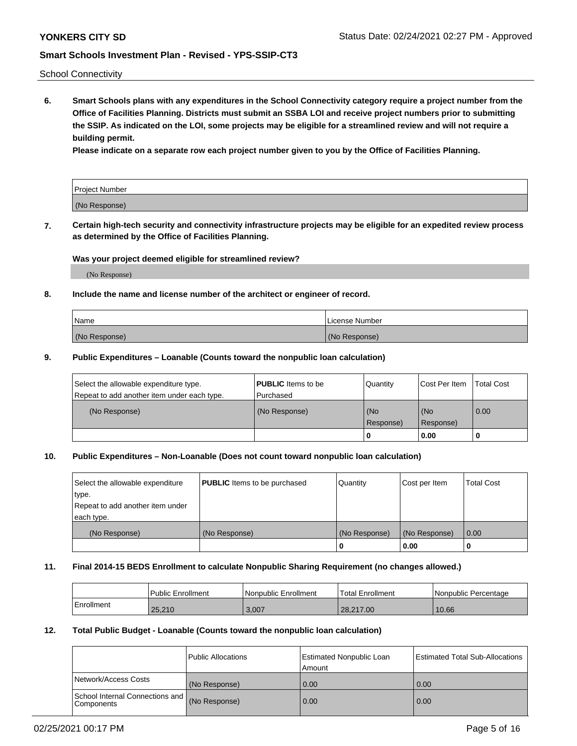School Connectivity

**6. Smart Schools plans with any expenditures in the School Connectivity category require a project number from the Office of Facilities Planning. Districts must submit an SSBA LOI and receive project numbers prior to submitting the SSIP. As indicated on the LOI, some projects may be eligible for a streamlined review and will not require a building permit.**

**Please indicate on a separate row each project number given to you by the Office of Facilities Planning.**

| Project Number |
| --- |
| (No Response) |

**7. Certain high-tech security and connectivity infrastructure projects may be eligible for an expedited review process as determined by the Office of Facilities Planning.**

**Was your project deemed eligible for streamlined review?**

(No Response)

**8. Include the name and license number of the architect or engineer of record.**

| Name | License Number |
| --- | --- |
| (No Response) | (No Response) |

**9. Public Expenditures – Loanable (Counts toward the nonpublic loan calculation)**

| Select the allowable expenditure type. Repeat to add another item under each type. | **PUBLIC** Items to be Purchased | Quantity | Cost Per Item | Total Cost |
| --- | --- | --- | --- | --- |
| (No Response) | (No Response) | (No Response) | (No Response) | 0.00 |
| | | 0 | 0.00 | 0 |

**10. Public Expenditures – Non-Loanable (Does not count toward nonpublic loan calculation)**

| Select the allowable expenditure type. Repeat to add another item under each type. | **PUBLIC** Items to be purchased | Quantity | Cost per Item | Total Cost |
| --- | --- | --- | --- | --- |
| (No Response) | (No Response) | (No Response) | (No Response) | 0.00 |
| | | 0 | 0.00 | 0 |

**11. Final 2014-15 BEDS Enrollment to calculate Nonpublic Sharing Requirement (no changes allowed.)**

| | Public Enrollment | Nonpublic Enrollment | Total Enrollment | Nonpublic Percentage |
| --- | --- | --- | --- | --- |
| Enrollment | 25,210 | 3,007 | 28,217.00 | 10.66 |

**12. Total Public Budget - Loanable (Counts toward the nonpublic loan calculation)**

| | Public Allocations | Estimated Nonpublic Loan Amount | Estimated Total Sub-Allocations |
| --- | --- | --- | --- |
| Network/Access Costs | (No Response) | 0.00 | 0.00 |
| School Internal Connections and Components | (No Response) | 0.00 | 0.00 |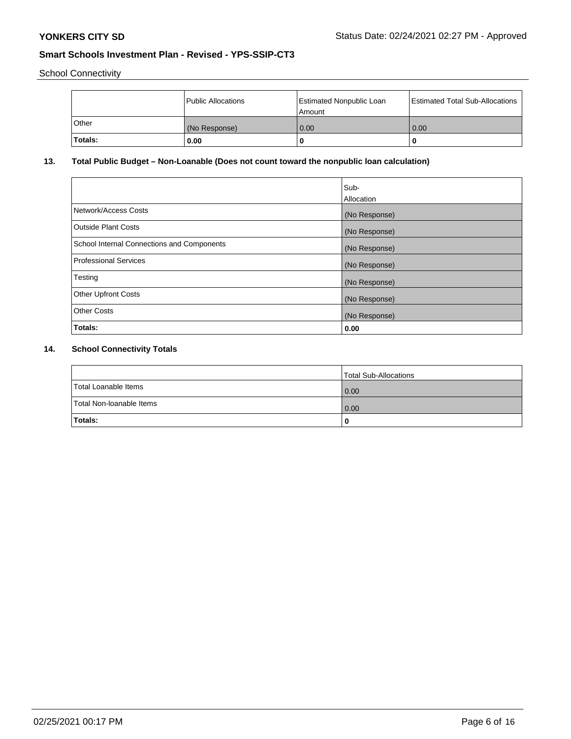School Connectivity

| | Public Allocations | Estimated Nonpublic Loan Amount | Estimated Total Sub-Allocations |
|---|---|---|---|
| Other | (No Response) | 0.00 | 0.00 |
| **Totals:** | **0.00** | **0** | **0** |

## 13. Total Public Budget – Non-Loanable (Does not count toward the nonpublic loan calculation)

| | Sub-Allocation |
|---|---|
| Network/Access Costs | (No Response) |
| Outside Plant Costs | (No Response) |
| School Internal Connections and Components | (No Response) |
| Professional Services | (No Response) |
| Testing | (No Response) |
| Other Upfront Costs | (No Response) |
| Other Costs | (No Response) |
| **Totals:** | **0.00** |

## 14. School Connectivity Totals

| | Total Sub-Allocations |
|---|---|
| Total Loanable Items | 0.00 |
| Total Non-loanable Items | 0.00 |
| **Totals:** | **0** |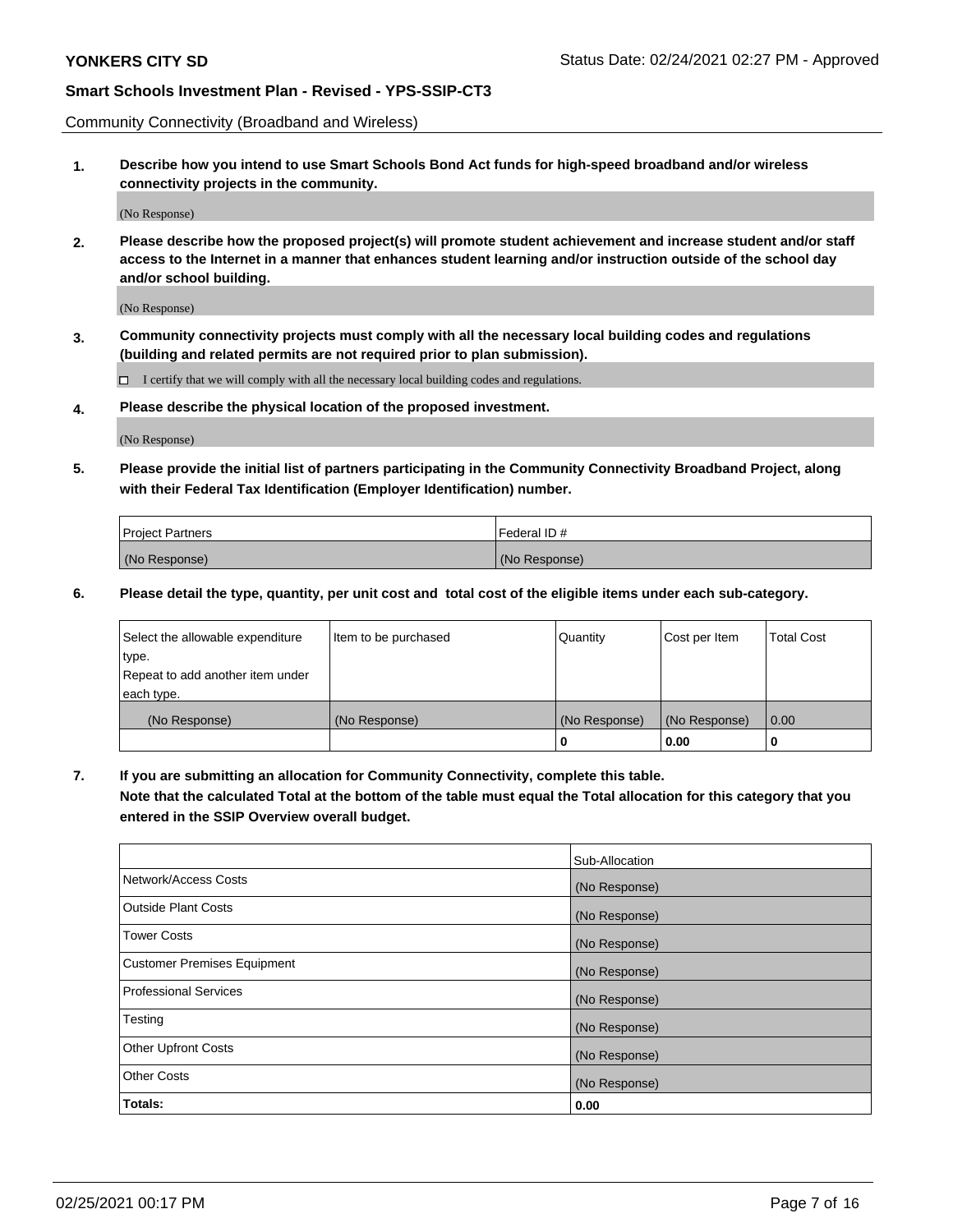Community Connectivity (Broadband and Wireless)

**1. Describe how you intend to use Smart Schools Bond Act funds for high-speed broadband and/or wireless connectivity projects in the community.**

(No Response)

**2. Please describe how the proposed project(s) will promote student achievement and increase student and/or staff access to the Internet in a manner that enhances student learning and/or instruction outside of the school day and/or school building.**

(No Response)

**3. Community connectivity projects must comply with all the necessary local building codes and regulations (building and related permits are not required prior to plan submission).**

☐ I certify that we will comply with all the necessary local building codes and regulations.

**4. Please describe the physical location of the proposed investment.**

(No Response)

**5. Please provide the initial list of partners participating in the Community Connectivity Broadband Project, along with their Federal Tax Identification (Employer Identification) number.**

| Project Partners | Federal ID # |
|---|---|
| (No Response) | (No Response) |

**6. Please detail the type, quantity, per unit cost and total cost of the eligible items under each sub-category.**

| Select the allowable expenditure type. Repeat to add another item under each type. | Item to be purchased | Quantity | Cost per Item | Total Cost |
|---|---|---|---|---|
| (No Response) | (No Response) | (No Response) | (No Response) | 0.00 |
| | | **0** | **0.00** | **0** |

**7. If you are submitting an allocation for Community Connectivity, complete this table. Note that the calculated Total at the bottom of the table must equal the Total allocation for this category that you entered in the SSIP Overview overall budget.**

| | Sub-Allocation |
|---|---|
| Network/Access Costs | (No Response) |
| Outside Plant Costs | (No Response) |
| Tower Costs | (No Response) |
| Customer Premises Equipment | (No Response) |
| Professional Services | (No Response) |
| Testing | (No Response) |
| Other Upfront Costs | (No Response) |
| Other Costs | (No Response) |
| **Totals:** | **0.00** |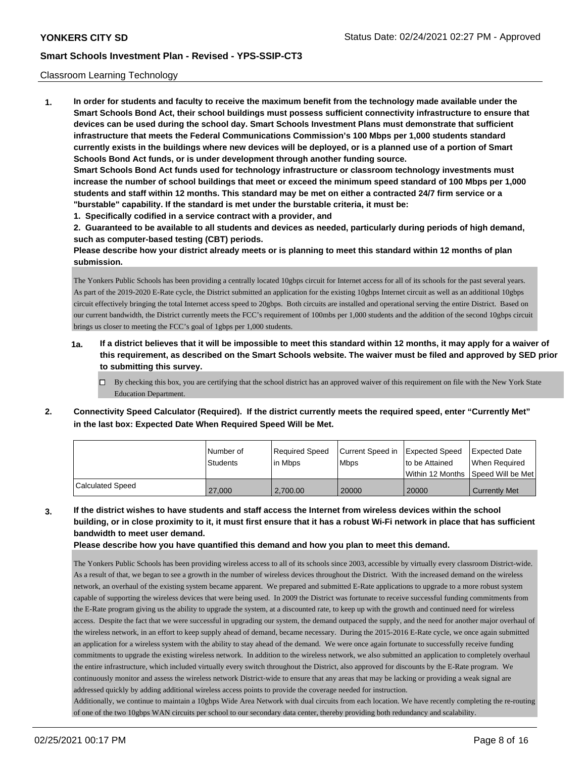Classroom Learning Technology

**1. In order for students and faculty to receive the maximum benefit from the technology made available under the Smart Schools Bond Act, their school buildings must possess sufficient connectivity infrastructure to ensure that devices can be used during the school day. Smart Schools Investment Plans must demonstrate that sufficient infrastructure that meets the Federal Communications Commission's 100 Mbps per 1,000 students standard currently exists in the buildings where new devices will be deployed, or is a planned use of a portion of Smart Schools Bond Act funds, or is under development through another funding source.**

**Smart Schools Bond Act funds used for technology infrastructure or classroom technology investments must increase the number of school buildings that meet or exceed the minimum speed standard of 100 Mbps per 1,000 students and staff within 12 months. This standard may be met on either a contracted 24/7 firm service or a "burstable" capability. If the standard is met under the burstable criteria, it must be:**

**1. Specifically codified in a service contract with a provider, and**

**2. Guaranteed to be available to all students and devices as needed, particularly during periods of high demand, such as computer-based testing (CBT) periods.**

**Please describe how your district already meets or is planning to meet this standard within 12 months of plan submission.**

The Yonkers Public Schools has been providing a centrally located 10gbps circuit for Internet access for all of its schools for the past several years. As part of the 2019-2020 E-Rate cycle, the District submitted an application for the existing 10gbps Internet circuit as well as an additional 10gbps circuit effectively bringing the total Internet access speed to 20gbps. Both circuits are installed and operational serving the entire District. Based on our current bandwidth, the District currently meets the FCC's requirement of 100mbs per 1,000 students and the addition of the second 10gbps circuit brings us closer to meeting the FCC's goal of 1gbps per 1,000 students.

**1a. If a district believes that it will be impossible to meet this standard within 12 months, it may apply for a waiver of this requirement, as described on the Smart Schools website. The waiver must be filed and approved by SED prior to submitting this survey.**

☐ By checking this box, you are certifying that the school district has an approved waiver of this requirement on file with the New York State Education Department.

**2. Connectivity Speed Calculator (Required). If the district currently meets the required speed, enter "Currently Met" in the last box: Expected Date When Required Speed Will be Met.**

| | Number of Students | Required Speed in Mbps | Current Speed in Mbps | Expected Speed to be Attained Within 12 Months | Expected Date When Required Speed Will be Met |
|---|---|---|---|---|---|
| Calculated Speed | 27,000 | 2,700.00 | 20000 | 20000 | Currently Met |

**3. If the district wishes to have students and staff access the Internet from wireless devices within the school building, or in close proximity to it, it must first ensure that it has a robust Wi-Fi network in place that has sufficient bandwidth to meet user demand.**

**Please describe how you have quantified this demand and how you plan to meet this demand.**

The Yonkers Public Schools has been providing wireless access to all of its schools since 2003, accessible by virtually every classroom District-wide. As a result of that, we began to see a growth in the number of wireless devices throughout the District. With the increased demand on the wireless network, an overhaul of the existing system became apparent. We prepared and submitted E-Rate applications to upgrade to a more robust system capable of supporting the wireless devices that were being used. In 2009 the District was fortunate to receive successful funding commitments from the E-Rate program giving us the ability to upgrade the system, at a discounted rate, to keep up with the growth and continued need for wireless access. Despite the fact that we were successful in upgrading our system, the demand outpaced the supply, and the need for another major overhaul of the wireless network, in an effort to keep supply ahead of demand, became necessary. During the 2015-2016 E-Rate cycle, we once again submitted an application for a wireless system with the ability to stay ahead of the demand. We were once again fortunate to successfully receive funding commitments to upgrade the existing wireless network. In addition to the wireless network, we also submitted an application to completely overhaul the entire infrastructure, which included virtually every switch throughout the District, also approved for discounts by the E-Rate program. We continuously monitor and assess the wireless network District-wide to ensure that any areas that may be lacking or providing a weak signal are addressed quickly by adding additional wireless access points to provide the coverage needed for instruction.

Additionally, we continue to maintain a 10gbps Wide Area Network with dual circuits from each location. We have recently completing the re-routing of one of the two 10gbps WAN circuits per school to our secondary data center, thereby providing both redundancy and scalability.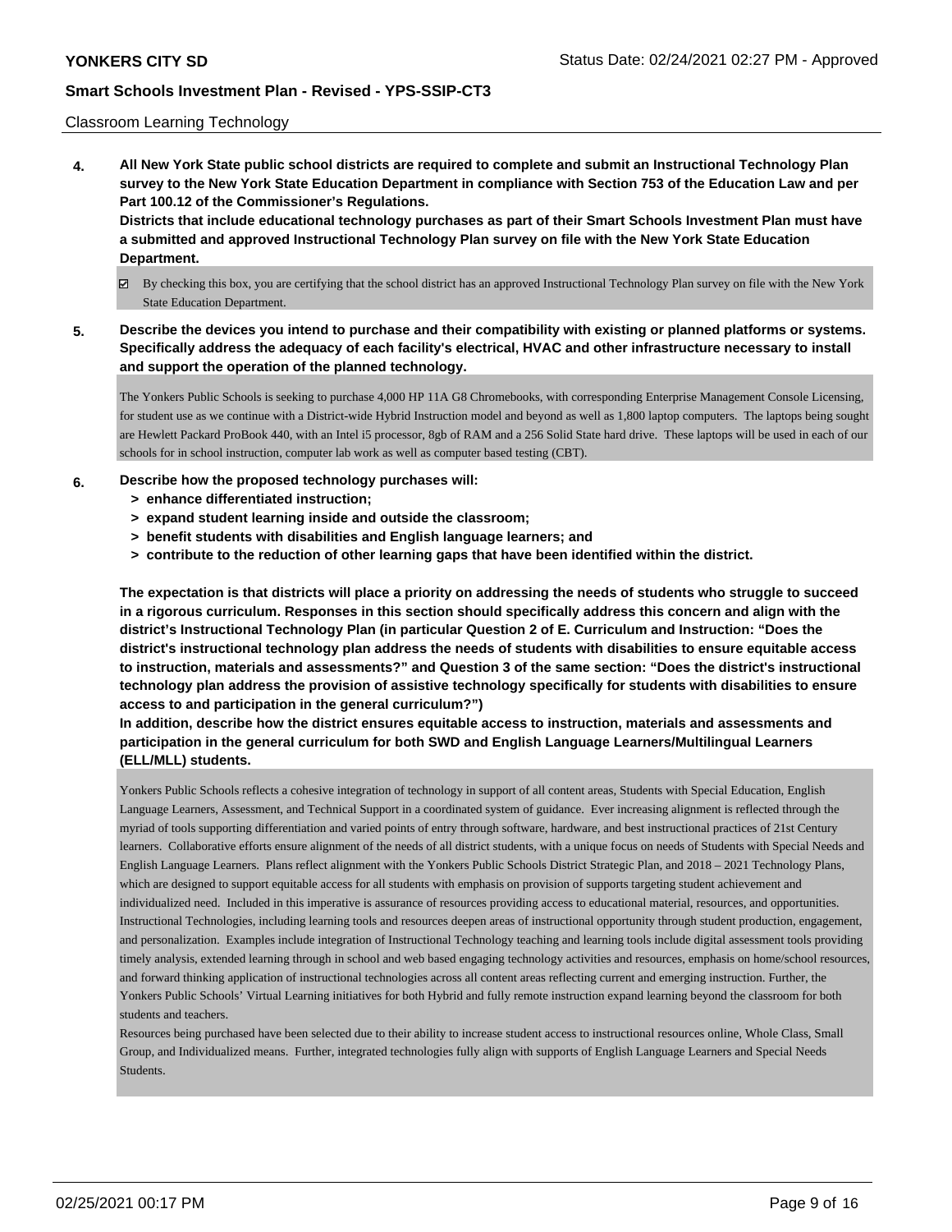Classroom Learning Technology

**4. All New York State public school districts are required to complete and submit an Instructional Technology Plan survey to the New York State Education Department in compliance with Section 753 of the Education Law and per Part 100.12 of the Commissioner's Regulations.**
**Districts that include educational technology purchases as part of their Smart Schools Investment Plan must have a submitted and approved Instructional Technology Plan survey on file with the New York State Education Department.**

☑ By checking this box, you are certifying that the school district has an approved Instructional Technology Plan survey on file with the New York State Education Department.

**5. Describe the devices you intend to purchase and their compatibility with existing or planned platforms or systems. Specifically address the adequacy of each facility's electrical, HVAC and other infrastructure necessary to install and support the operation of the planned technology.**

The Yonkers Public Schools is seeking to purchase 4,000 HP 11A G8 Chromebooks, with corresponding Enterprise Management Console Licensing, for student use as we continue with a District-wide Hybrid Instruction model and beyond as well as 1,800 laptop computers. The laptops being sought are Hewlett Packard ProBook 440, with an Intel i5 processor, 8gb of RAM and a 256 Solid State hard drive. These laptops will be used in each of our schools for in school instruction, computer lab work as well as computer based testing (CBT).

**6. Describe how the proposed technology purchases will:**
- **> enhance differentiated instruction;**
- **> expand student learning inside and outside the classroom;**
- **> benefit students with disabilities and English language learners; and**
- **> contribute to the reduction of other learning gaps that have been identified within the district.**

**The expectation is that districts will place a priority on addressing the needs of students who struggle to succeed in a rigorous curriculum. Responses in this section should specifically address this concern and align with the district's Instructional Technology Plan (in particular Question 2 of E. Curriculum and Instruction: "Does the district's instructional technology plan address the needs of students with disabilities to ensure equitable access to instruction, materials and assessments?" and Question 3 of the same section: "Does the district's instructional technology plan address the provision of assistive technology specifically for students with disabilities to ensure access to and participation in the general curriculum?")**

**In addition, describe how the district ensures equitable access to instruction, materials and assessments and participation in the general curriculum for both SWD and English Language Learners/Multilingual Learners (ELL/MLL) students.**

Yonkers Public Schools reflects a cohesive integration of technology in support of all content areas, Students with Special Education, English Language Learners, Assessment, and Technical Support in a coordinated system of guidance. Ever increasing alignment is reflected through the myriad of tools supporting differentiation and varied points of entry through software, hardware, and best instructional practices of 21st Century learners. Collaborative efforts ensure alignment of the needs of all district students, with a unique focus on needs of Students with Special Needs and English Language Learners. Plans reflect alignment with the Yonkers Public Schools District Strategic Plan, and 2018 – 2021 Technology Plans, which are designed to support equitable access for all students with emphasis on provision of supports targeting student achievement and individualized need. Included in this imperative is assurance of resources providing access to educational material, resources, and opportunities. Instructional Technologies, including learning tools and resources deepen areas of instructional opportunity through student production, engagement, and personalization. Examples include integration of Instructional Technology teaching and learning tools include digital assessment tools providing timely analysis, extended learning through in school and web based engaging technology activities and resources, emphasis on home/school resources, and forward thinking application of instructional technologies across all content areas reflecting current and emerging instruction. Further, the Yonkers Public Schools' Virtual Learning initiatives for both Hybrid and fully remote instruction expand learning beyond the classroom for both students and teachers.

Resources being purchased have been selected due to their ability to increase student access to instructional resources online, Whole Class, Small Group, and Individualized means. Further, integrated technologies fully align with supports of English Language Learners and Special Needs Students.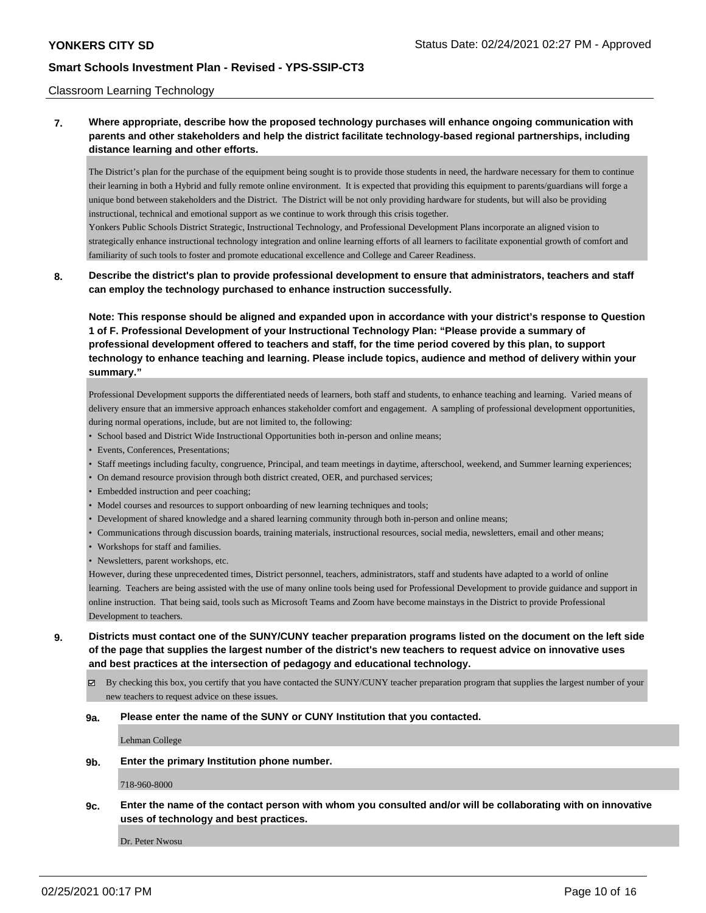Classroom Learning Technology

**7. Where appropriate, describe how the proposed technology purchases will enhance ongoing communication with parents and other stakeholders and help the district facilitate technology-based regional partnerships, including distance learning and other efforts.**

The District's plan for the purchase of the equipment being sought is to provide those students in need, the hardware necessary for them to continue their learning in both a Hybrid and fully remote online environment. It is expected that providing this equipment to parents/guardians will forge a unique bond between stakeholders and the District. The District will be not only providing hardware for students, but will also be providing instructional, technical and emotional support as we continue to work through this crisis together.
Yonkers Public Schools District Strategic, Instructional Technology, and Professional Development Plans incorporate an aligned vision to strategically enhance instructional technology integration and online learning efforts of all learners to facilitate exponential growth of comfort and familiarity of such tools to foster and promote educational excellence and College and Career Readiness.

**8. Describe the district's plan to provide professional development to ensure that administrators, teachers and staff can employ the technology purchased to enhance instruction successfully.**

**Note: This response should be aligned and expanded upon in accordance with your district's response to Question 1 of F. Professional Development of your Instructional Technology Plan: "Please provide a summary of professional development offered to teachers and staff, for the time period covered by this plan, to support technology to enhance teaching and learning. Please include topics, audience and method of delivery within your summary."**

Professional Development supports the differentiated needs of learners, both staff and students, to enhance teaching and learning. Varied means of delivery ensure that an immersive approach enhances stakeholder comfort and engagement. A sampling of professional development opportunities, during normal operations, include, but are not limited to, the following:

- School based and District Wide Instructional Opportunities both in-person and online means;
- Events, Conferences, Presentations;
- Staff meetings including faculty, congruence, Principal, and team meetings in daytime, afterschool, weekend, and Summer learning experiences;
- On demand resource provision through both district created, OER, and purchased services;
- Embedded instruction and peer coaching;
- Model courses and resources to support onboarding of new learning techniques and tools;
- Development of shared knowledge and a shared learning community through both in-person and online means;
- Communications through discussion boards, training materials, instructional resources, social media, newsletters, email and other means;
- Workshops for staff and families.
- Newsletters, parent workshops, etc.

However, during these unprecedented times, District personnel, teachers, administrators, staff and students have adapted to a world of online learning. Teachers are being assisted with the use of many online tools being used for Professional Development to provide guidance and support in online instruction. That being said, tools such as Microsoft Teams and Zoom have become mainstays in the District to provide Professional Development to teachers.

**9. Districts must contact one of the SUNY/CUNY teacher preparation programs listed on the document on the left side of the page that supplies the largest number of the district's new teachers to request advice on innovative uses and best practices at the intersection of pedagogy and educational technology.**

☑ By checking this box, you certify that you have contacted the SUNY/CUNY teacher preparation program that supplies the largest number of your new teachers to request advice on these issues.

**9a. Please enter the name of the SUNY or CUNY Institution that you contacted.**

Lehman College

**9b. Enter the primary Institution phone number.**

718-960-8000

**9c. Enter the name of the contact person with whom you consulted and/or will be collaborating with on innovative uses of technology and best practices.**

Dr. Peter Nwosu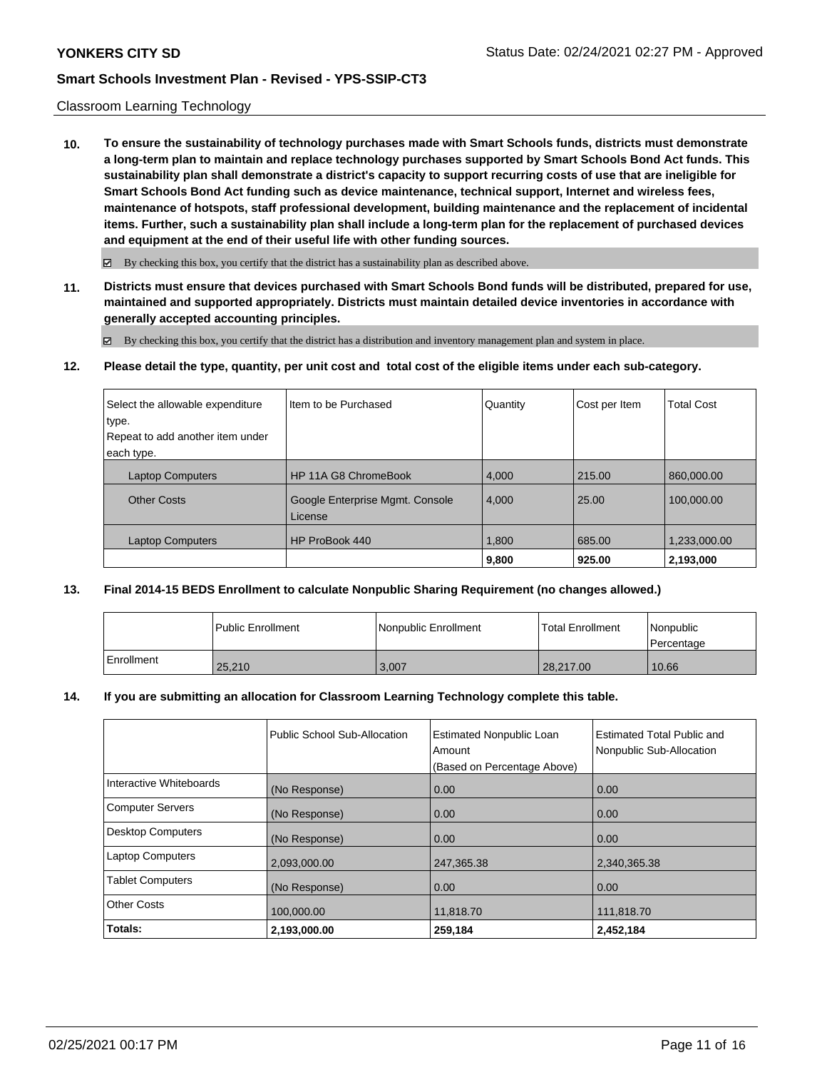Classroom Learning Technology

**10. To ensure the sustainability of technology purchases made with Smart Schools funds, districts must demonstrate a long-term plan to maintain and replace technology purchases supported by Smart Schools Bond Act funds. This sustainability plan shall demonstrate a district's capacity to support recurring costs of use that are ineligible for Smart Schools Bond Act funding such as device maintenance, technical support, Internet and wireless fees, maintenance of hotspots, staff professional development, building maintenance and the replacement of incidental items. Further, such a sustainability plan shall include a long-term plan for the replacement of purchased devices and equipment at the end of their useful life with other funding sources.**

☑ By checking this box, you certify that the district has a sustainability plan as described above.

**11. Districts must ensure that devices purchased with Smart Schools Bond funds will be distributed, prepared for use, maintained and supported appropriately. Districts must maintain detailed device inventories in accordance with generally accepted accounting principles.**

☑ By checking this box, you certify that the district has a distribution and inventory management plan and system in place.

**12. Please detail the type, quantity, per unit cost and total cost of the eligible items under each sub-category.**

| Select the allowable expenditure type. Repeat to add another item under each type. | Item to be Purchased | Quantity | Cost per Item | Total Cost |
|---|---|---|---|---|
| Laptop Computers | HP 11A G8 ChromeBook | 4,000 | 215.00 | 860,000.00 |
| Other Costs | Google Enterprise Mgmt. Console License | 4,000 | 25.00 | 100,000.00 |
| Laptop Computers | HP ProBook 440 | 1,800 | 685.00 | 1,233,000.00 |
| | | **9,800** | **925.00** | **2,193,000** |

**13. Final 2014-15 BEDS Enrollment to calculate Nonpublic Sharing Requirement (no changes allowed.)**

| | Public Enrollment | Nonpublic Enrollment | Total Enrollment | Nonpublic Percentage |
|---|---|---|---|---|
| Enrollment | 25,210 | 3,007 | 28,217.00 | 10.66 |

**14. If you are submitting an allocation for Classroom Learning Technology complete this table.**

| | Public School Sub-Allocation | Estimated Nonpublic Loan Amount (Based on Percentage Above) | Estimated Total Public and Nonpublic Sub-Allocation |
|---|---|---|---|
| Interactive Whiteboards | (No Response) | 0.00 | 0.00 |
| Computer Servers | (No Response) | 0.00 | 0.00 |
| Desktop Computers | (No Response) | 0.00 | 0.00 |
| Laptop Computers | 2,093,000.00 | 247,365.38 | 2,340,365.38 |
| Tablet Computers | (No Response) | 0.00 | 0.00 |
| Other Costs | 100,000.00 | 11,818.70 | 111,818.70 |
| **Totals:** | **2,193,000.00** | **259,184** | **2,452,184** |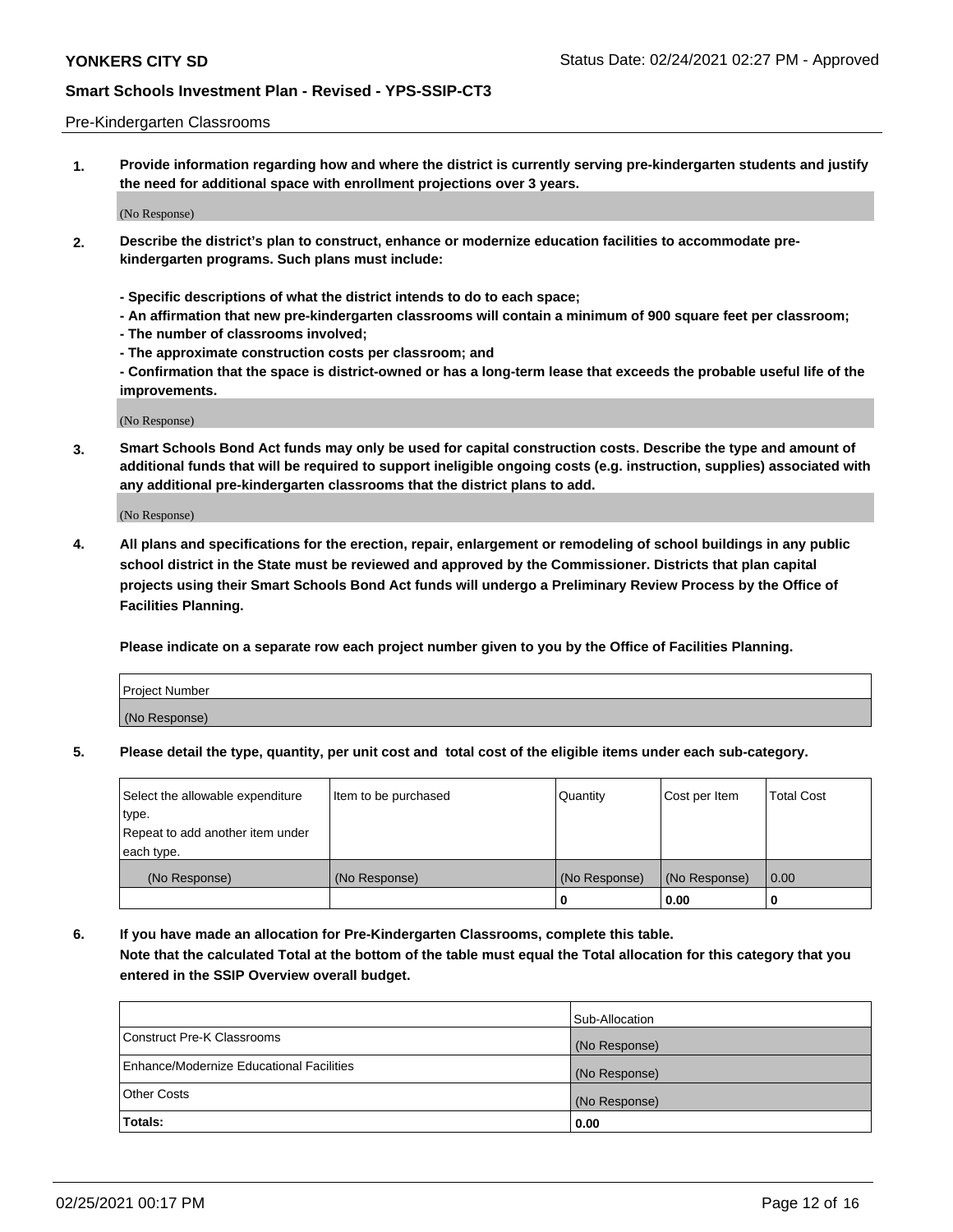Pre-Kindergarten Classrooms

**1. Provide information regarding how and where the district is currently serving pre-kindergarten students and justify the need for additional space with enrollment projections over 3 years.**

(No Response)

**2. Describe the district's plan to construct, enhance or modernize education facilities to accommodate pre-kindergarten programs. Such plans must include:**

**- Specific descriptions of what the district intends to do to each space;**
**- An affirmation that new pre-kindergarten classrooms will contain a minimum of 900 square feet per classroom;**
**- The number of classrooms involved;**
**- The approximate construction costs per classroom; and**
**- Confirmation that the space is district-owned or has a long-term lease that exceeds the probable useful life of the improvements.**

(No Response)

**3. Smart Schools Bond Act funds may only be used for capital construction costs. Describe the type and amount of additional funds that will be required to support ineligible ongoing costs (e.g. instruction, supplies) associated with any additional pre-kindergarten classrooms that the district plans to add.**

(No Response)

**4. All plans and specifications for the erection, repair, enlargement or remodeling of school buildings in any public school district in the State must be reviewed and approved by the Commissioner. Districts that plan capital projects using their Smart Schools Bond Act funds will undergo a Preliminary Review Process by the Office of Facilities Planning.**

**Please indicate on a separate row each project number given to you by the Office of Facilities Planning.**

| Project Number |
|---|
| (No Response) |

**5. Please detail the type, quantity, per unit cost and total cost of the eligible items under each sub-category.**

| Select the allowable expenditure type. Repeat to add another item under each type. | Item to be purchased | Quantity | Cost per Item | Total Cost |
|---|---|---|---|---|
| (No Response) | (No Response) | (No Response) | (No Response) | 0.00 |
| | | 0 | 0.00 | 0 |

**6. If you have made an allocation for Pre-Kindergarten Classrooms, complete this table. Note that the calculated Total at the bottom of the table must equal the Total allocation for this category that you entered in the SSIP Overview overall budget.**

| | Sub-Allocation |
|---|---|
| Construct Pre-K Classrooms | (No Response) |
| Enhance/Modernize Educational Facilities | (No Response) |
| Other Costs | (No Response) |
| **Totals:** | **0.00** |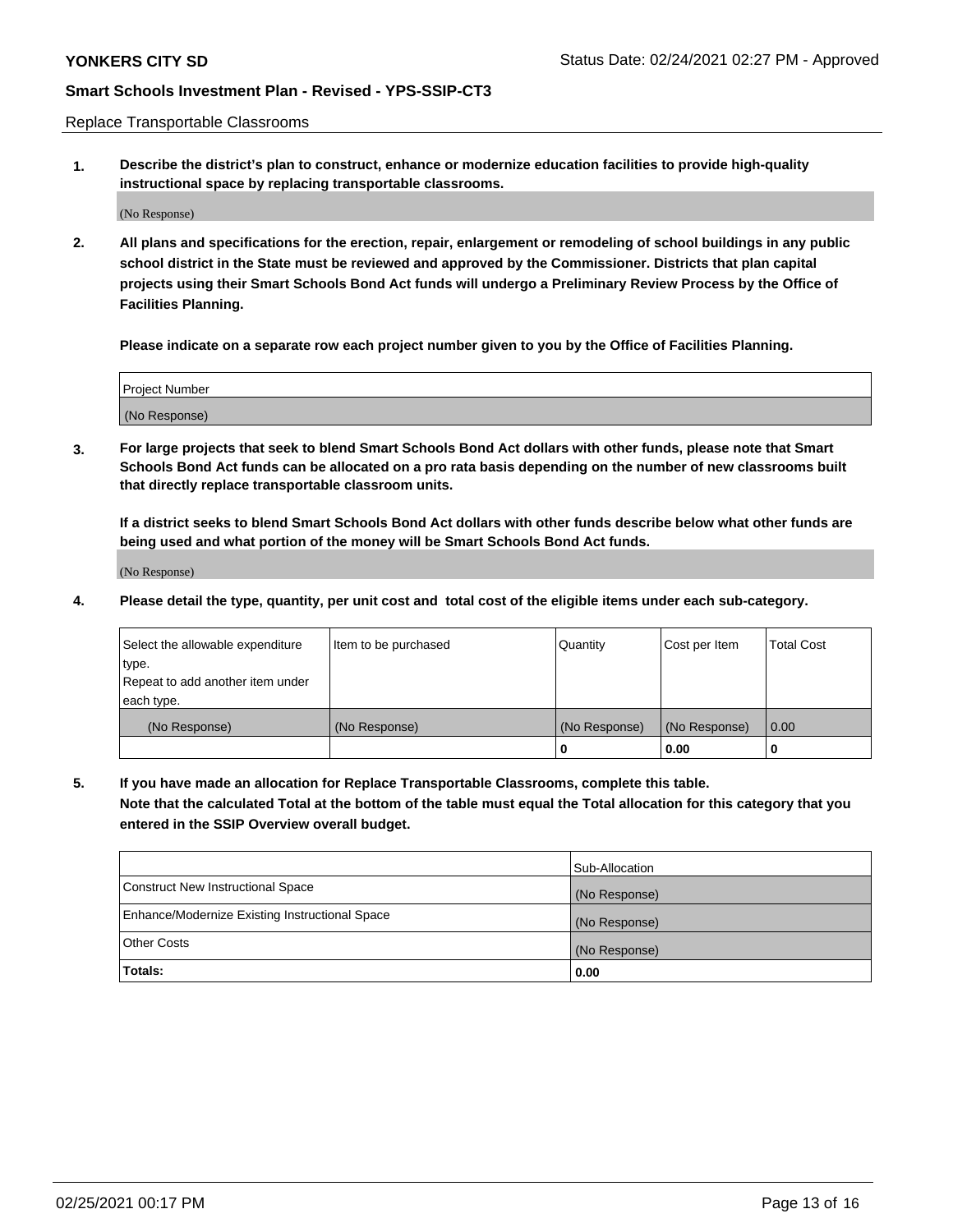Replace Transportable Classrooms

1. **Describe the district's plan to construct, enhance or modernize education facilities to provide high-quality instructional space by replacing transportable classrooms.**

(No Response)

2. **All plans and specifications for the erection, repair, enlargement or remodeling of school buildings in any public school district in the State must be reviewed and approved by the Commissioner. Districts that plan capital projects using their Smart Schools Bond Act funds will undergo a Preliminary Review Process by the Office of Facilities Planning.**

**Please indicate on a separate row each project number given to you by the Office of Facilities Planning.**

| Project Number |
| --- |
| (No Response) |

3. **For large projects that seek to blend Smart Schools Bond Act dollars with other funds, please note that Smart Schools Bond Act funds can be allocated on a pro rata basis depending on the number of new classrooms built that directly replace transportable classroom units.**

**If a district seeks to blend Smart Schools Bond Act dollars with other funds describe below what other funds are being used and what portion of the money will be Smart Schools Bond Act funds.**

(No Response)

4. **Please detail the type, quantity, per unit cost and total cost of the eligible items under each sub-category.**

| Select the allowable expenditure type. Repeat to add another item under each type. | Item to be purchased | Quantity | Cost per Item | Total Cost |
| --- | --- | --- | --- | --- |
| (No Response) | (No Response) | (No Response) | (No Response) | 0.00 |
| | | 0 | 0.00 | 0 |

5. **If you have made an allocation for Replace Transportable Classrooms, complete this table. Note that the calculated Total at the bottom of the table must equal the Total allocation for this category that you entered in the SSIP Overview overall budget.**

| | Sub-Allocation |
| --- | --- |
| Construct New Instructional Space | (No Response) |
| Enhance/Modernize Existing Instructional Space | (No Response) |
| Other Costs | (No Response) |
| **Totals:** | **0.00** |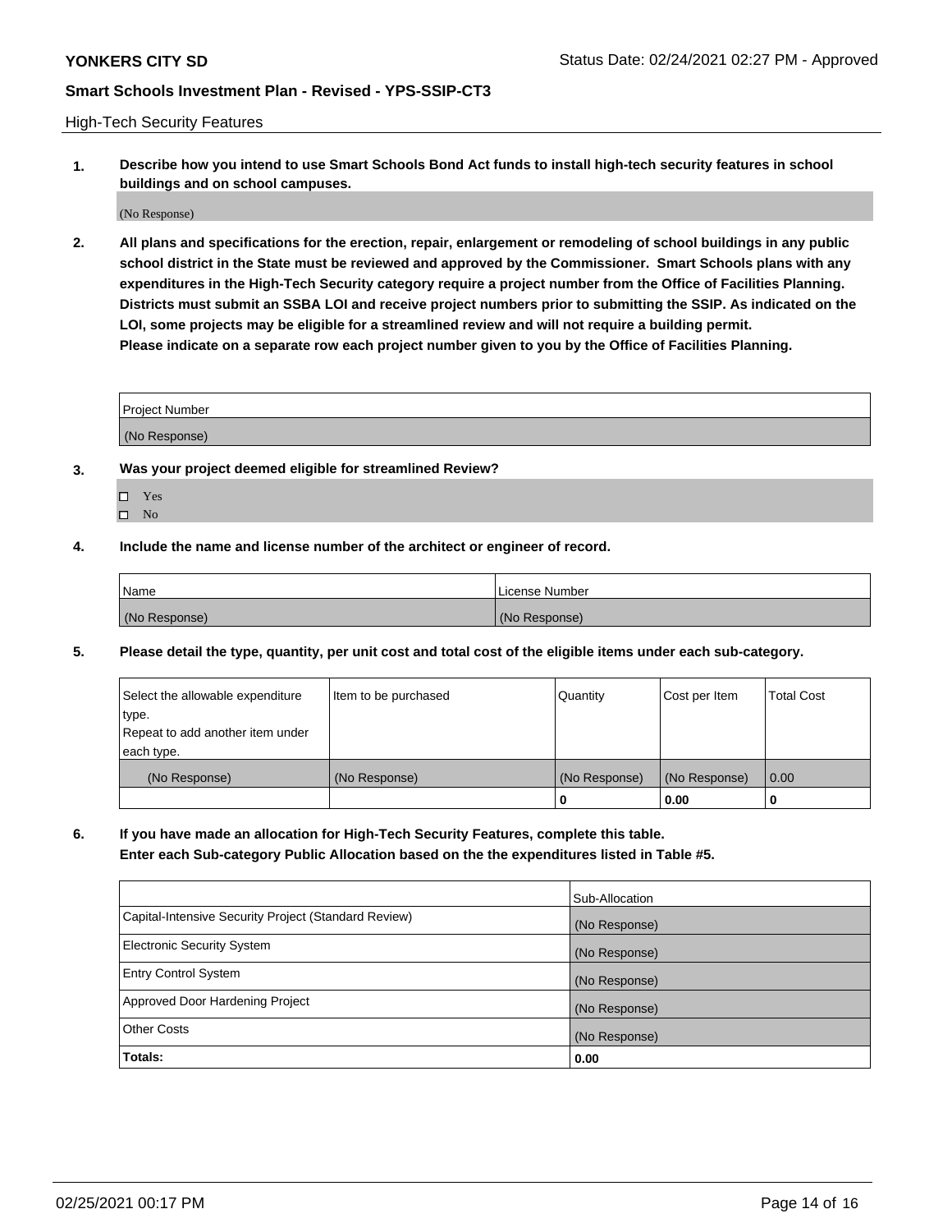High-Tech Security Features

**1. Describe how you intend to use Smart Schools Bond Act funds to install high-tech security features in school buildings and on school campuses.**

(No Response)

**2. All plans and specifications for the erection, repair, enlargement or remodeling of school buildings in any public school district in the State must be reviewed and approved by the Commissioner. Smart Schools plans with any expenditures in the High-Tech Security category require a project number from the Office of Facilities Planning. Districts must submit an SSBA LOI and receive project numbers prior to submitting the SSIP. As indicated on the LOI, some projects may be eligible for a streamlined review and will not require a building permit.**
**Please indicate on a separate row each project number given to you by the Office of Facilities Planning.**

| Project Number |
|---|
| (No Response) |

**3. Was your project deemed eligible for streamlined Review?**

- ☐ Yes
- ☐ No

**4. Include the name and license number of the architect or engineer of record.**

| Name | License Number |
|---|---|
| (No Response) | (No Response) |

**5. Please detail the type, quantity, per unit cost and total cost of the eligible items under each sub-category.**

| Select the allowable expenditure type. Repeat to add another item under each type. | Item to be purchased | Quantity | Cost per Item | Total Cost |
|---|---|---|---|---|
| (No Response) | (No Response) | (No Response) | (No Response) | 0.00 |
| | | 0 | 0.00 | 0 |

**6. If you have made an allocation for High-Tech Security Features, complete this table.**
**Enter each Sub-category Public Allocation based on the the expenditures listed in Table #5.**

| | Sub-Allocation |
|---|---|
| Capital-Intensive Security Project (Standard Review) | (No Response) |
| Electronic Security System | (No Response) |
| Entry Control System | (No Response) |
| Approved Door Hardening Project | (No Response) |
| Other Costs | (No Response) |
| **Totals:** | **0.00** |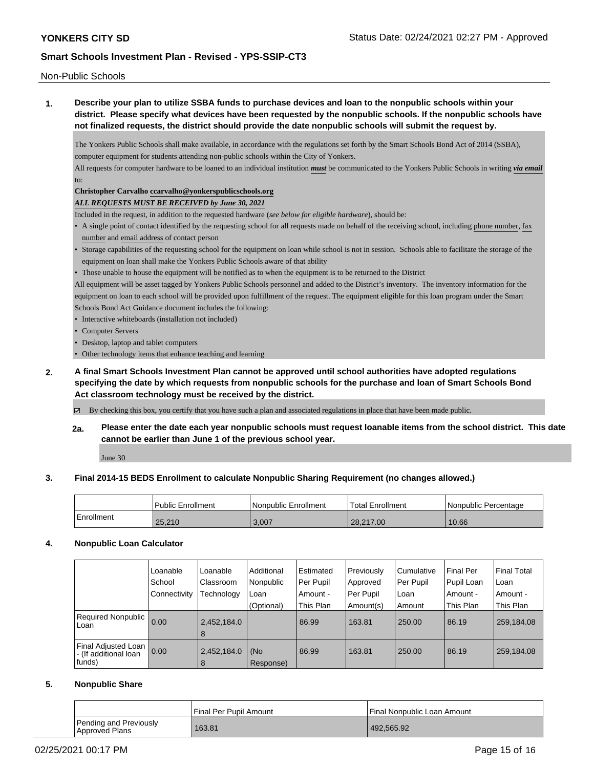Non-Public Schools

**1. Describe your plan to utilize SSBA funds to purchase devices and loan to the nonpublic schools within your district. Please specify what devices have been requested by the nonpublic schools. If the nonpublic schools have not finalized requests, the district should provide the date nonpublic schools will submit the request by.**

The Yonkers Public Schools shall make available, in accordance with the regulations set forth by the Smart Schools Bond Act of 2014 (SSBA), computer equipment for students attending non-public schools within the City of Yonkers.

All requests for computer hardware to be loaned to an individual institution ***must*** be communicated to the Yonkers Public Schools in writing ***via email*** to:

**Christopher Carvalho ccarvalho@yonkerspublicschools.org**

***ALL REQUESTS MUST BE RECEIVED by June 30, 2021***

Included in the request, in addition to the requested hardware (*see below for eligible hardware*), should be:

- A single point of contact identified by the requesting school for all requests made on behalf of the receiving school, including phone number, fax number and email address of contact person
- Storage capabilities of the requesting school for the equipment on loan while school is not in session. Schools able to facilitate the storage of the equipment on loan shall make the Yonkers Public Schools aware of that ability
- Those unable to house the equipment will be notified as to when the equipment is to be returned to the District

All equipment will be asset tagged by Yonkers Public Schools personnel and added to the District's inventory. The inventory information for the equipment on loan to each school will be provided upon fulfillment of the request. The equipment eligible for this loan program under the Smart Schools Bond Act Guidance document includes the following:

- Interactive whiteboards (installation not included)
- Computer Servers
- Desktop, laptop and tablet computers
- Other technology items that enhance teaching and learning

**2. A final Smart Schools Investment Plan cannot be approved until school authorities have adopted regulations specifying the date by which requests from nonpublic schools for the purchase and loan of Smart Schools Bond Act classroom technology must be received by the district.**

☑ By checking this box, you certify that you have such a plan and associated regulations in place that have been made public.

**2a. Please enter the date each year nonpublic schools must request loanable items from the school district. This date cannot be earlier than June 1 of the previous school year.**

June 30

**3. Final 2014-15 BEDS Enrollment to calculate Nonpublic Sharing Requirement (no changes allowed.)**

| | Public Enrollment | Nonpublic Enrollment | Total Enrollment | Nonpublic Percentage |
|---|---|---|---|---|
| Enrollment | 25,210 | 3,007 | 28,217.00 | 10.66 |

**4. Nonpublic Loan Calculator**

| | Loanable School Connectivity | Loanable Classroom Technology | Additional Nonpublic Loan (Optional) | Estimated Per Pupil Amount - This Plan | Previously Approved Per Pupil Amount(s) | Cumulative Per Pupil Loan Amount | Final Per Pupil Loan Amount - This Plan | Final Total Loan Amount - This Plan |
|---|---|---|---|---|---|---|---|---|
| Required Nonpublic Loan | 0.00 | 2,452,184.08 | | 86.99 | 163.81 | 250.00 | 86.19 | 259,184.08 |
| Final Adjusted Loan - (If additional loan funds) | 0.00 | 2,452,184.08 | (No Response) | 86.99 | 163.81 | 250.00 | 86.19 | 259,184.08 |

**5. Nonpublic Share**

| | Final Per Pupil Amount | Final Nonpublic Loan Amount |
|---|---|---|
| Pending and Previously Approved Plans | 163.81 | 492,565.92 |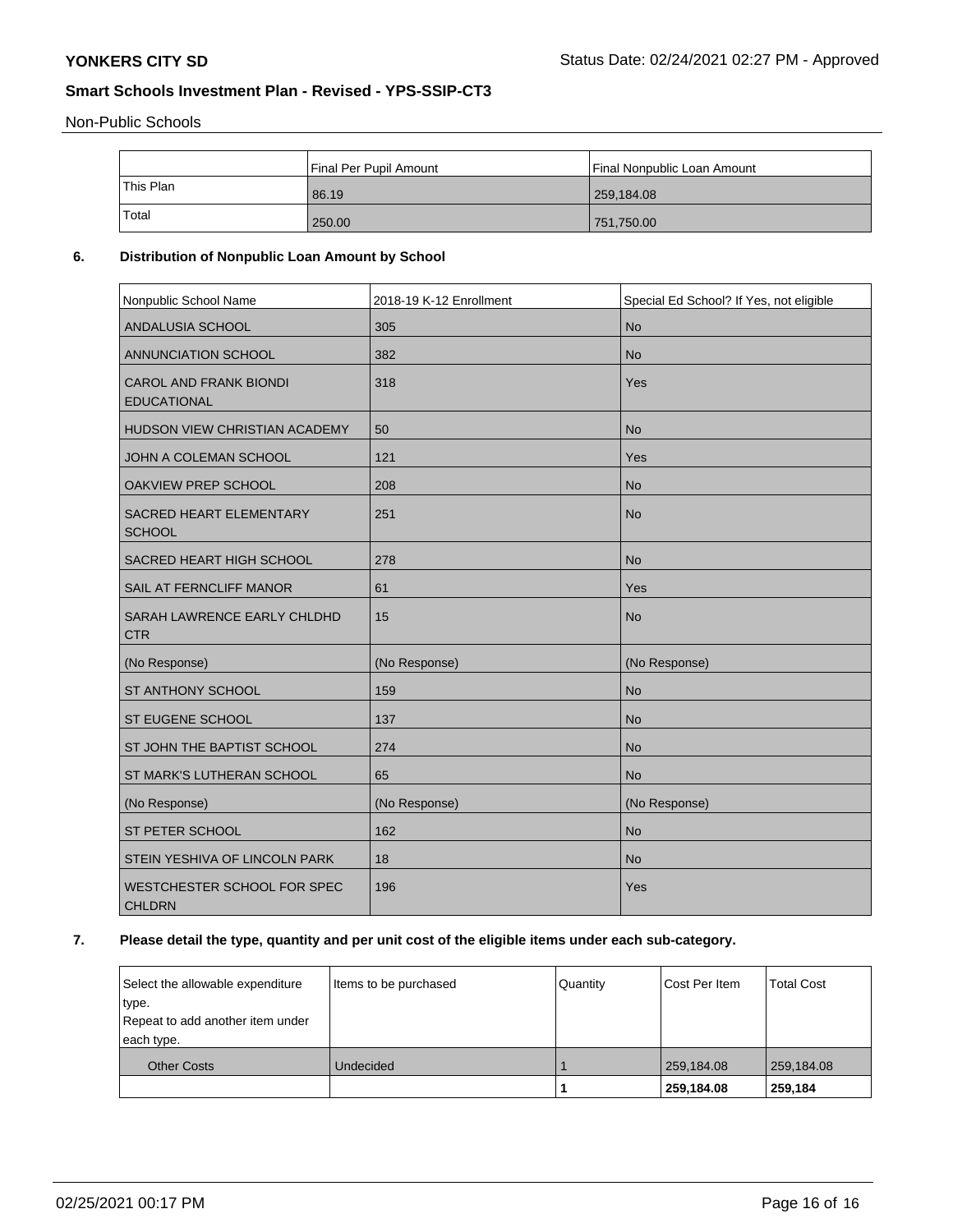Non-Public Schools

| | Final Per Pupil Amount | Final Nonpublic Loan Amount |
|---|---|---|
| This Plan | 86.19 | 259,184.08 |
| Total | 250.00 | 751,750.00 |

**6. Distribution of Nonpublic Loan Amount by School**

| Nonpublic School Name | 2018-19 K-12 Enrollment | Special Ed School? If Yes, not eligible |
|---|---|---|
| ANDALUSIA SCHOOL | 305 | No |
| ANNUNCIATION SCHOOL | 382 | No |
| CAROL AND FRANK BIONDI EDUCATIONAL | 318 | Yes |
| HUDSON VIEW CHRISTIAN ACADEMY | 50 | No |
| JOHN A COLEMAN SCHOOL | 121 | Yes |
| OAKVIEW PREP SCHOOL | 208 | No |
| SACRED HEART ELEMENTARY SCHOOL | 251 | No |
| SACRED HEART HIGH SCHOOL | 278 | No |
| SAIL AT FERNCLIFF MANOR | 61 | Yes |
| SARAH LAWRENCE EARLY CHLDHD CTR | 15 | No |
| (No Response) | (No Response) | (No Response) |
| ST ANTHONY SCHOOL | 159 | No |
| ST EUGENE SCHOOL | 137 | No |
| ST JOHN THE BAPTIST SCHOOL | 274 | No |
| ST MARK'S LUTHERAN SCHOOL | 65 | No |
| (No Response) | (No Response) | (No Response) |
| ST PETER SCHOOL | 162 | No |
| STEIN YESHIVA OF LINCOLN PARK | 18 | No |
| WESTCHESTER SCHOOL FOR SPEC CHLDRN | 196 | Yes |

**7. Please detail the type, quantity and per unit cost of the eligible items under each sub-category.**

| Select the allowable expenditure type. Repeat to add another item under each type. | Items to be purchased | Quantity | Cost Per Item | Total Cost |
|---|---|---|---|---|
| Other Costs | Undecided | 1 | 259,184.08 | 259,184.08 |
| | | **1** | **259,184.08** | **259,184** |